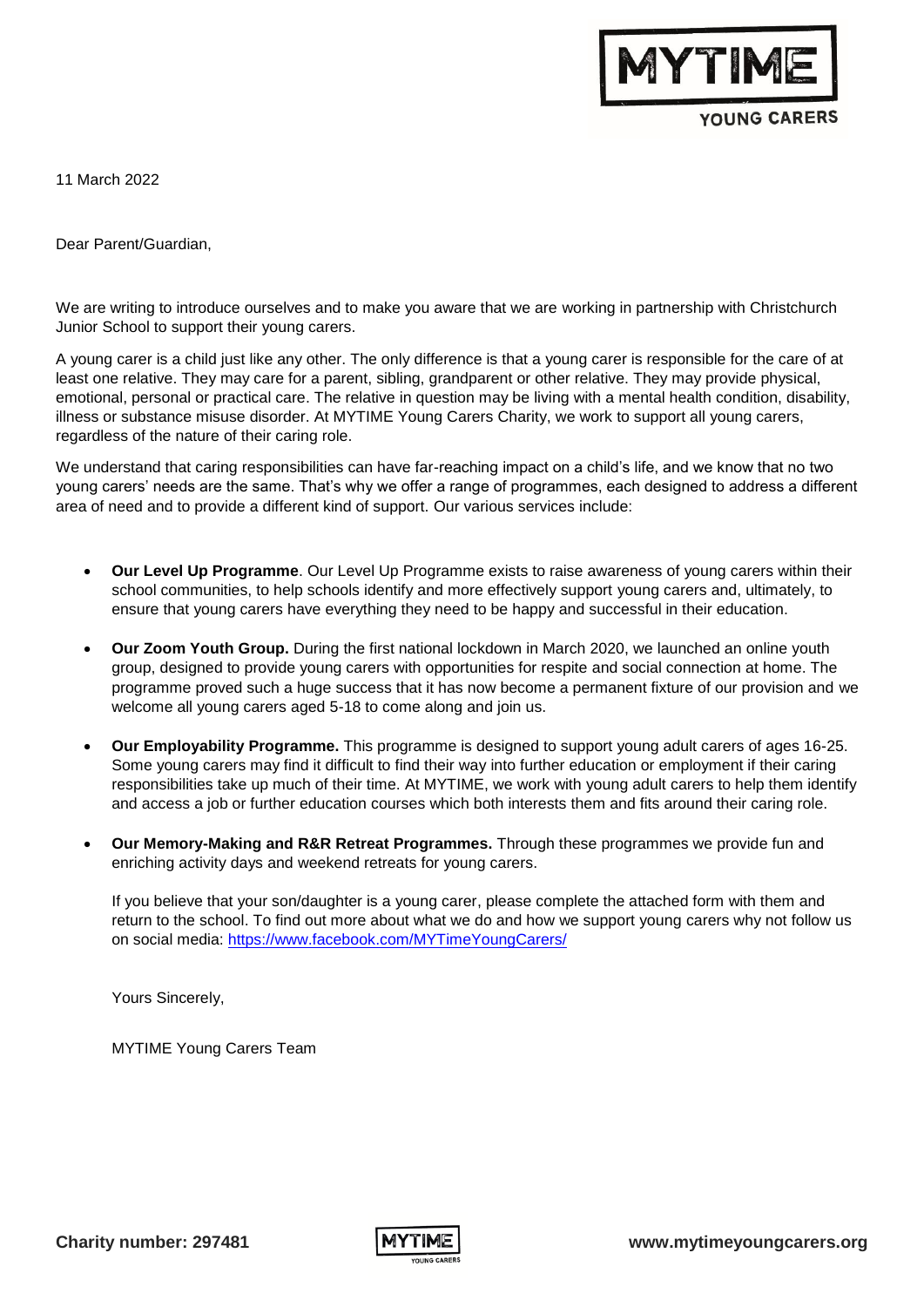MYTIME YOUNG CARERS

11 March 2022

Dear Parent/Guardian,

We are writing to introduce ourselves and to make you aware that we are working in partnership with Christchurch Junior School to support their young carers.

A young carer is a child just like any other. The only difference is that a young carer is responsible for the care of at least one relative. They may care for a parent, sibling, grandparent or other relative. They may provide physical, emotional, personal or practical care. The relative in question may be living with a mental health condition, disability, illness or substance misuse disorder. At MYTIME Young Carers Charity, we work to support all young carers, regardless of the nature of their caring role.

We understand that caring responsibilities can have far-reaching impact on a child's life, and we know that no two young carers' needs are the same. That's why we offer a range of programmes, each designed to address a different area of need and to provide a different kind of support. Our various services include:

- **Our Level Up Programme**. Our Level Up Programme exists to raise awareness of young carers within their school communities, to help schools identify and more effectively support young carers and, ultimately, to ensure that young carers have everything they need to be happy and successful in their education.
- **Our Zoom Youth Group.** During the first national lockdown in March 2020, we launched an online youth group, designed to provide young carers with opportunities for respite and social connection at home. The programme proved such a huge success that it has now become a permanent fixture of our provision and we welcome all young carers aged 5-18 to come along and join us.
- **Our Employability Programme.** This programme is designed to support young adult carers of ages 16-25. Some young carers may find it difficult to find their way into further education or employment if their caring responsibilities take up much of their time. At MYTIME, we work with young adult carers to help them identify and access a job or further education courses which both interests them and fits around their caring role.
- **Our Memory-Making and R&R Retreat Programmes.** Through these programmes we provide fun and enriching activity days and weekend retreats for young carers.

If you believe that your son/daughter is a young carer, please complete the attached form with them and return to the school. To find out more about what we do and how we support young carers why not follow us on social media: https://www.facebook.com/MYTimeYoungCarers/

Yours Sincerely,

MYTIME Young Carers Team

**Charity number: 297481** **www.mytimeyoungcarers.org**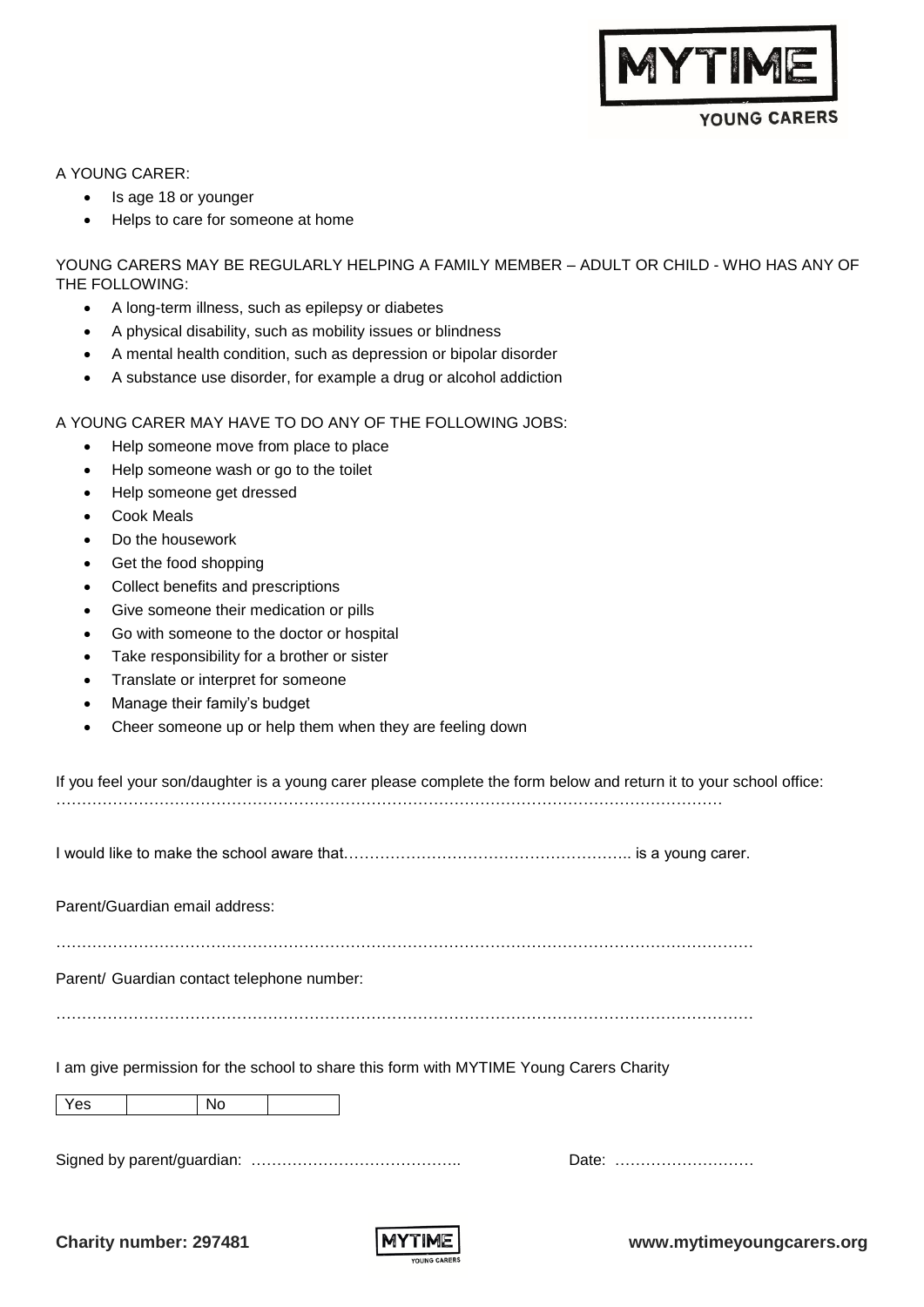A YOUNG CARER:

- Is age 18 or younger
- Helps to care for someone at home

YOUNG CARERS MAY BE REGULARLY HELPING A FAMILY MEMBER – ADULT OR CHILD - WHO HAS ANY OF THE FOLLOWING:

- A long-term illness, such as epilepsy or diabetes
- A physical disability, such as mobility issues or blindness
- A mental health condition, such as depression or bipolar disorder
- A substance use disorder, for example a drug or alcohol addiction

A YOUNG CARER MAY HAVE TO DO ANY OF THE FOLLOWING JOBS:

- Help someone move from place to place
- Help someone wash or go to the toilet
- Help someone get dressed
- Cook Meals
- Do the housework
- Get the food shopping
- Collect benefits and prescriptions
- Give someone their medication or pills
- Go with someone to the doctor or hospital
- Take responsibility for a brother or sister
- Translate or interpret for someone
- Manage their family's budget
- Cheer someone up or help them when they are feeling down

If you feel your son/daughter is a young carer please complete the form below and return it to your school office:
…………………………………………………………………………………………………………………

I would like to make the school aware that……………………………………………….. is a young carer.

Parent/Guardian email address:

……………………………………………………………………………………………………………………

Parent/ Guardian contact telephone number:

……………………………………………………………………………………………………………………

I am give permission for the school to share this form with MYTIME Young Carers Charity

| Yes | | No | |
|---|---|---|---|

Signed by parent/guardian: ………………………………….. Date: ………………………

**Charity number: 297481** **www.mytimeyoungcarers.org**